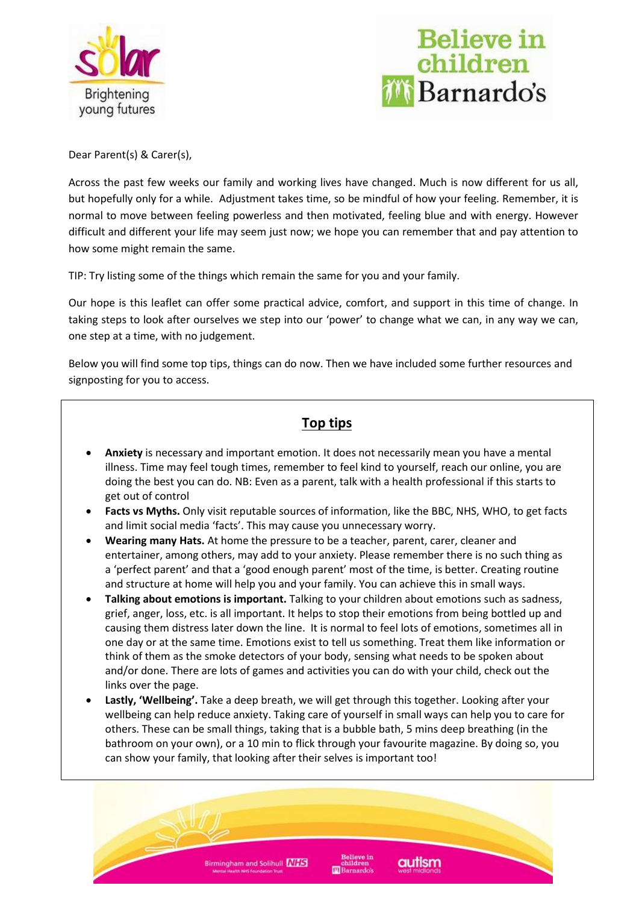Dear Parent(s) & Carer(s),

Across the past few weeks our family and working lives have changed. Much is now different for us all, but hopefully only for a while. Adjustment takes time, so be mindful of how your feeling. Remember, it is normal to move between feeling powerless and then motivated, feeling blue and with energy. However difficult and different your life may seem just now; we hope you can remember that and pay attention to how some might remain the same.

TIP: Try listing some of the things which remain the same for you and your family.

Our hope is this leaflet can offer some practical advice, comfort, and support in this time of change. In taking steps to look after ourselves we step into our 'power' to change what we can, in any way we can, one step at a time, with no judgement.

Below you will find some top tips, things can do now. Then we have included some further resources and signposting for you to access.

## Top tips

- **Anxiety** is necessary and important emotion. It does not necessarily mean you have a mental illness. Time may feel tough times, remember to feel kind to yourself, reach our online, you are doing the best you can do. NB: Even as a parent, talk with a health professional if this starts to get out of control
- **Facts vs Myths.** Only visit reputable sources of information, like the BBC, NHS, WHO, to get facts and limit social media 'facts'. This may cause you unnecessary worry.
- **Wearing many Hats.** At home the pressure to be a teacher, parent, carer, cleaner and entertainer, among others, may add to your anxiety. Please remember there is no such thing as a 'perfect parent' and that a 'good enough parent' most of the time, is better. Creating routine and structure at home will help you and your family. You can achieve this in small ways.
- **Talking about emotions is important.** Talking to your children about emotions such as sadness, grief, anger, loss, etc. is all important. It helps to stop their emotions from being bottled up and causing them distress later down the line. It is normal to feel lots of emotions, sometimes all in one day or at the same time. Emotions exist to tell us something. Treat them like information or think of them as the smoke detectors of your body, sensing what needs to be spoken about and/or done. There are lots of games and activities you can do with your child, check out the links over the page.
- **Lastly, 'Wellbeing'.** Take a deep breath, we will get through this together. Looking after your wellbeing can help reduce anxiety. Taking care of yourself in small ways can help you to care for others. These can be small things, taking that is a bubble bath, 5 mins deep breathing (in the bathroom on your own), or a 10 min to flick through your favourite magazine. By doing so, you can show your family, that looking after their selves is important too!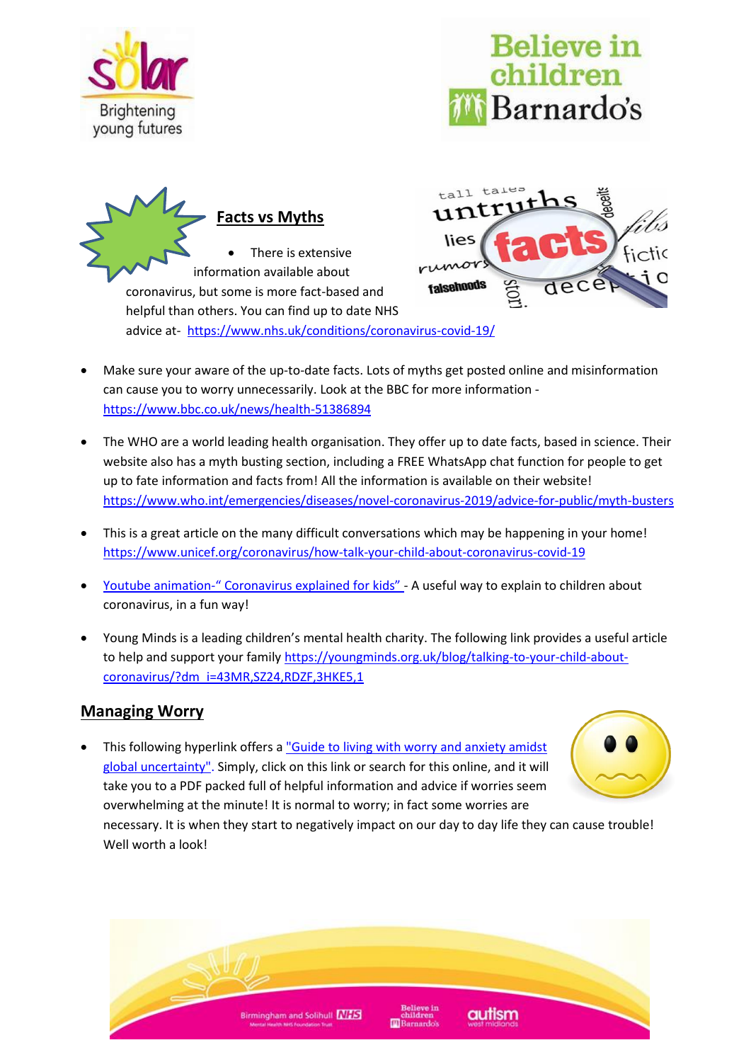## Facts vs Myths

- There is extensive information available about coronavirus, but some is more fact-based and helpful than others. You can find up to date NHS advice at- https://www.nhs.uk/conditions/coronavirus-covid-19/

- Make sure your aware of the up-to-date facts. Lots of myths get posted online and misinformation can cause you to worry unnecessarily. Look at the BBC for more information - https://www.bbc.co.uk/news/health-51386894

- The WHO are a world leading health organisation. They offer up to date facts, based in science. Their website also has a myth busting section, including a FREE WhatsApp chat function for people to get up to fate information and facts from! All the information is available on their website! https://www.who.int/emergencies/diseases/novel-coronavirus-2019/advice-for-public/myth-busters

- This is a great article on the many difficult conversations which may be happening in your home! https://www.unicef.org/coronavirus/how-talk-your-child-about-coronavirus-covid-19

- Youtube animation-" Coronavirus explained for kids" - A useful way to explain to children about coronavirus, in a fun way!

- Young Minds is a leading children's mental health charity. The following link provides a useful article to help and support your family https://youngminds.org.uk/blog/talking-to-your-child-about-coronavirus/?dm_i=43MR,SZ24,RDZF,3HKE5,1

## Managing Worry

- This following hyperlink offers a "Guide to living with worry and anxiety amidst global uncertainty". Simply, click on this link or search for this online, and it will take you to a PDF packed full of helpful information and advice if worries seem overwhelming at the minute! It is normal to worry; in fact some worries are necessary. It is when they start to negatively impact on our day to day life they can cause trouble! Well worth a look!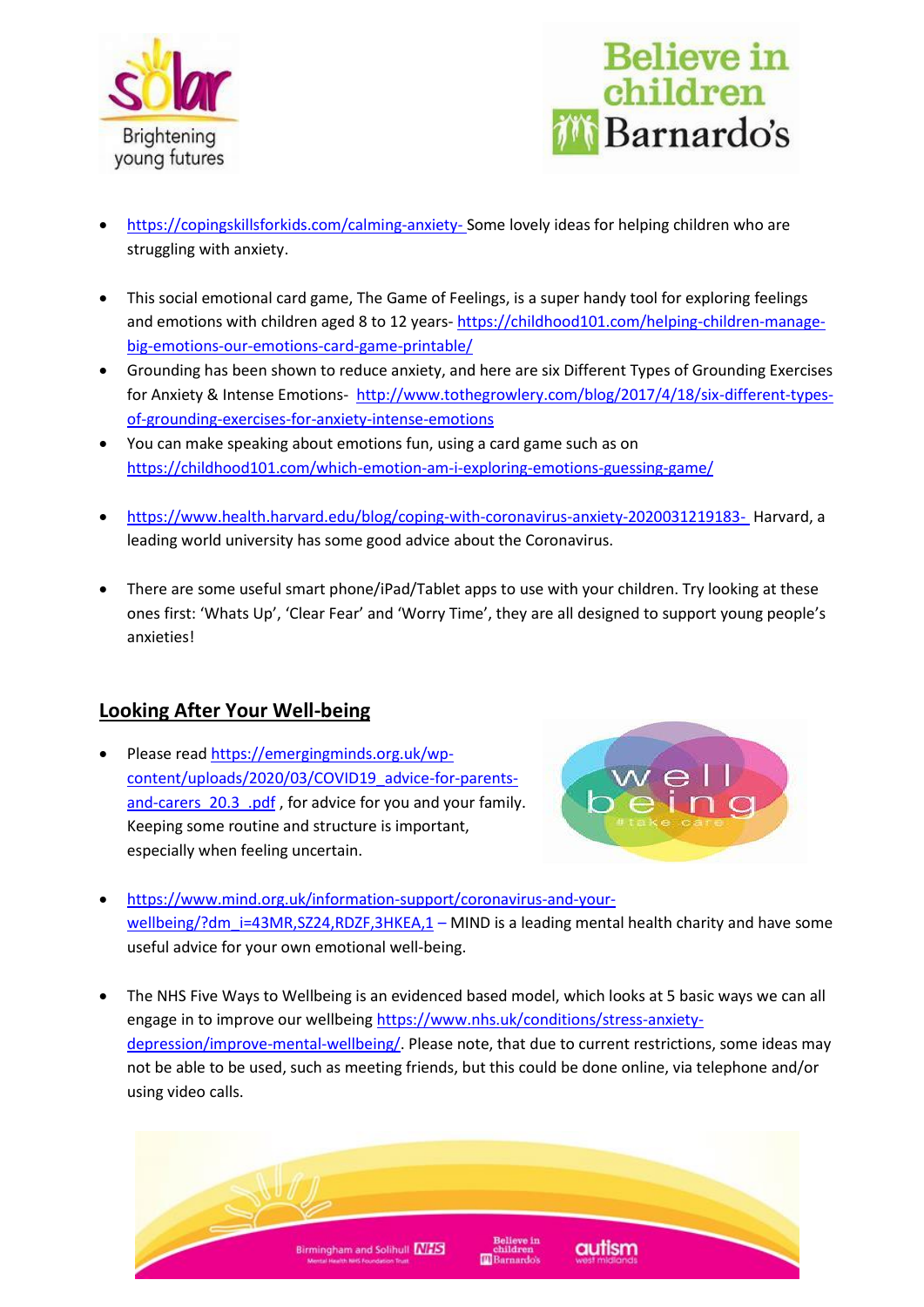- https://copingskillsforkids.com/calming-anxiety- Some lovely ideas for helping children who are struggling with anxiety.

- This social emotional card game, The Game of Feelings, is a super handy tool for exploring feelings and emotions with children aged 8 to 12 years- https://childhood101.com/helping-children-manage-big-emotions-our-emotions-card-game-printable/
- Grounding has been shown to reduce anxiety, and here are six Different Types of Grounding Exercises for Anxiety & Intense Emotions- http://www.tothegrowlery.com/blog/2017/4/18/six-different-types-of-grounding-exercises-for-anxiety-intense-emotions
- You can make speaking about emotions fun, using a card game such as on https://childhood101.com/which-emotion-am-i-exploring-emotions-guessing-game/

- https://www.health.harvard.edu/blog/coping-with-coronavirus-anxiety-2020031219183- Harvard, a leading world university has some good advice about the Coronavirus.

- There are some useful smart phone/iPad/Tablet apps to use with your children. Try looking at these ones first: 'Whats Up', 'Clear Fear' and 'Worry Time', they are all designed to support young people's anxieties!

## Looking After Your Well-being

- Please read https://emergingminds.org.uk/wp-content/uploads/2020/03/COVID19_advice-for-parents-and-carers_20.3_.pdf , for advice for you and your family. Keeping some routine and structure is important, especially when feeling uncertain.

- https://www.mind.org.uk/information-support/coronavirus-and-your-wellbeing/?dm_i=43MR,SZ24,RDZF,3HKEA,1 – MIND is a leading mental health charity and have some useful advice for your own emotional well-being.

- The NHS Five Ways to Wellbeing is an evidenced based model, which looks at 5 basic ways we can all engage in to improve our wellbeing https://www.nhs.uk/conditions/stress-anxiety-depression/improve-mental-wellbeing/. Please note, that due to current restrictions, some ideas may not be able to be used, such as meeting friends, but this could be done online, via telephone and/or using video calls.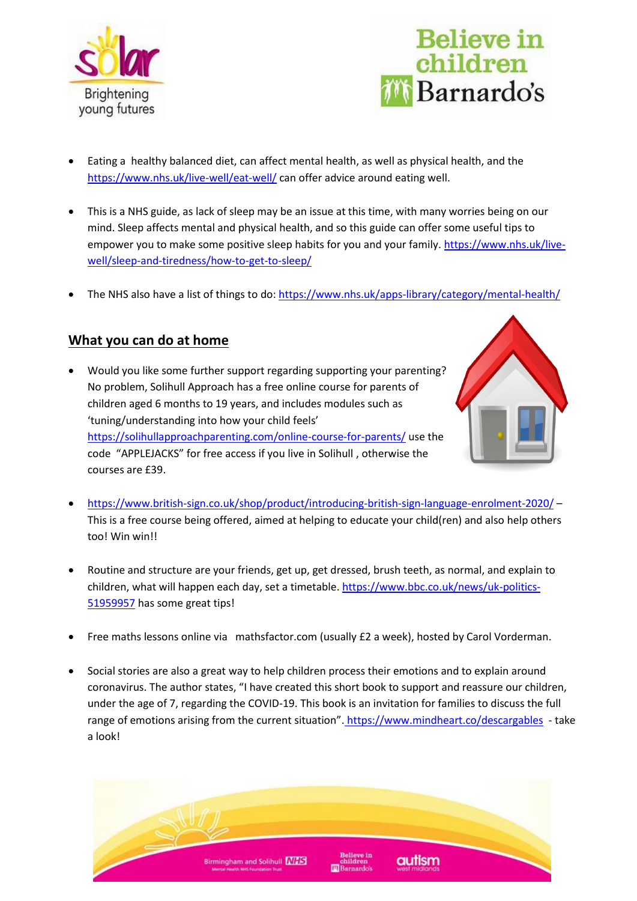- Eating a healthy balanced diet, can affect mental health, as well as physical health, and the https://www.nhs.uk/live-well/eat-well/ can offer advice around eating well.

- This is a NHS guide, as lack of sleep may be an issue at this time, with many worries being on our mind. Sleep affects mental and physical health, and so this guide can offer some useful tips to empower you to make some positive sleep habits for you and your family. https://www.nhs.uk/live-well/sleep-and-tiredness/how-to-get-to-sleep/

- The NHS also have a list of things to do: https://www.nhs.uk/apps-library/category/mental-health/

## What you can do at home

- Would you like some further support regarding supporting your parenting? No problem, Solihull Approach has a free online course for parents of children aged 6 months to 19 years, and includes modules such as 'tuning/understanding into how your child feels' https://solihullapproachparenting.com/online-course-for-parents/ use the code "APPLEJACKS" for free access if you live in Solihull , otherwise the courses are £39.

- https://www.british-sign.co.uk/shop/product/introducing-british-sign-language-enrolment-2020/ – This is a free course being offered, aimed at helping to educate your child(ren) and also help others too! Win win!!

- Routine and structure are your friends, get up, get dressed, brush teeth, as normal, and explain to children, what will happen each day, set a timetable. https://www.bbc.co.uk/news/uk-politics-51959957 has some great tips!

- Free maths lessons online via mathsfactor.com (usually £2 a week), hosted by Carol Vorderman.

- Social stories are also a great way to help children process their emotions and to explain around coronavirus. The author states, "I have created this short book to support and reassure our children, under the age of 7, regarding the COVID-19. This book is an invitation for families to discuss the full range of emotions arising from the current situation". https://www.mindheart.co/descargables - take a look!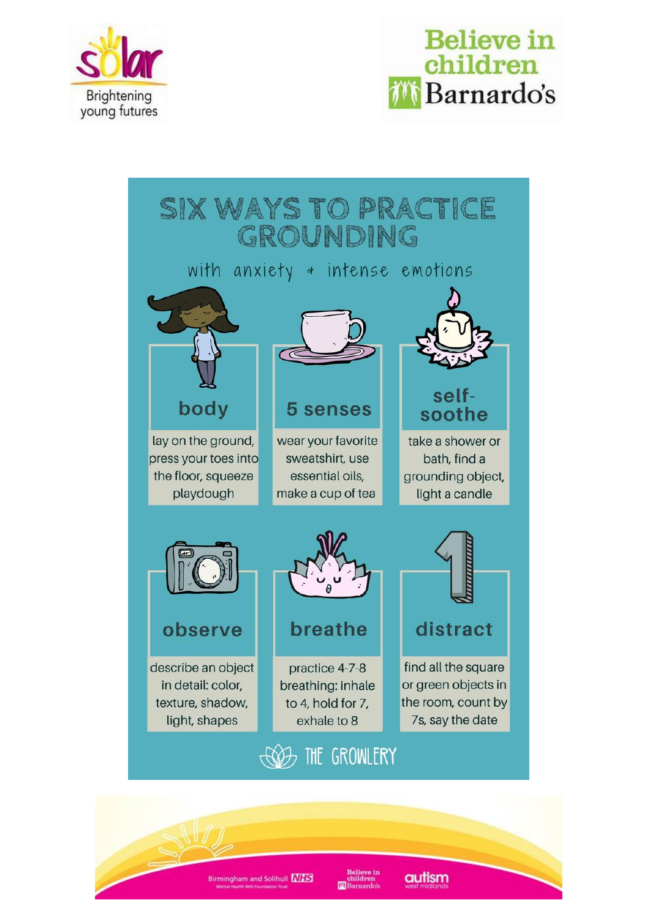# SIX WAYS TO PRACTICE GROUNDING

with anxiety + intense emotions

### body

lay on the ground, press your toes into the floor, squeeze playdough

### 5 senses

wear your favorite sweatshirt, use essential oils, make a cup of tea

### self-soothe

take a shower or bath, find a grounding object, light a candle

### observe

describe an object in detail: color, texture, shadow, light, shapes

### breathe

practice 4-7-8 breathing: inhale to 4, hold for 7, exhale to 8

### distract

find all the square or green objects in the room, count by 7s, say the date

THE GROWLERY